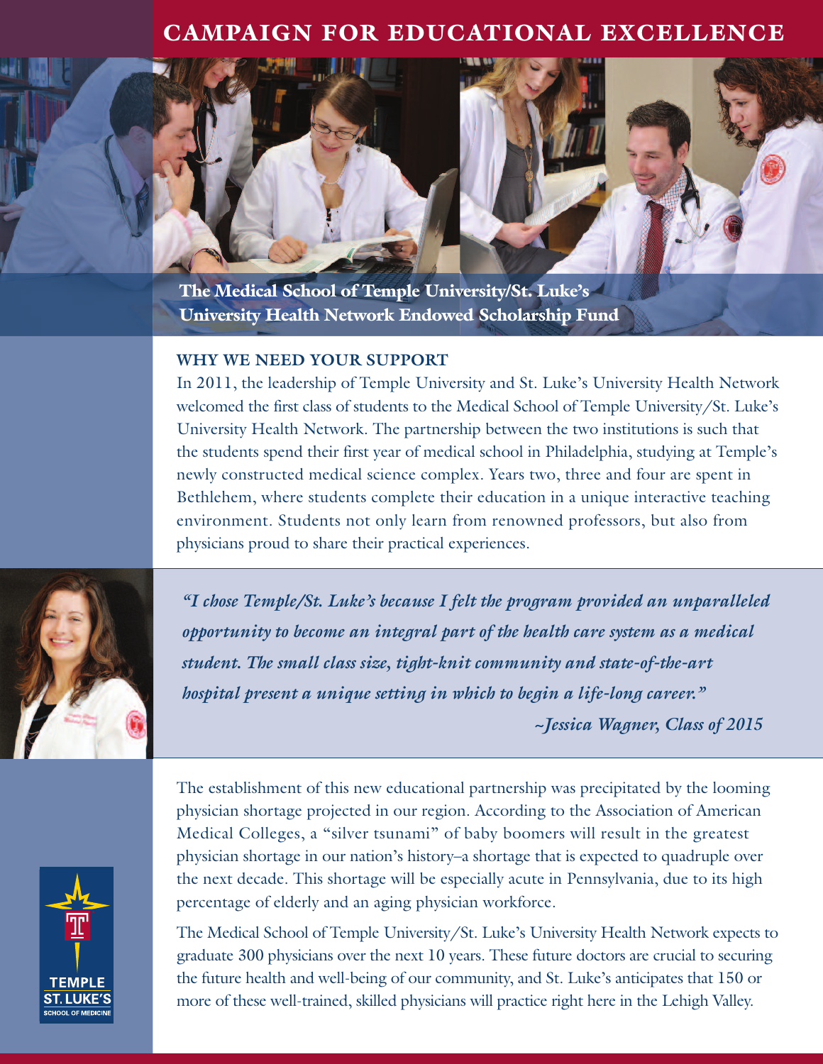# CAMPAIGN FOR EDUCATIONAL EXCELLENCE

## The Medical School of Temple University/St. Luke's University Health Network Endowed Scholarship Fund

### WHY WE NEED YOUR SUPPORT

In 2011, the leadership of Temple University and St. Luke's University Health Network welcomed the first class of students to the Medical School of Temple University/St. Luke's University Health Network. The partnership between the two institutions is such that the students spend their first year of medical school in Philadelphia, studying at Temple's newly constructed medical science complex. Years two, three and four are spent in Bethlehem, where students complete their education in a unique interactive teaching environment. Students not only learn from renowned professors, but also from physicians proud to share their practical experiences.

*"I chose Temple/St. Luke's because I felt the program provided an unparalleled opportunity to become an integral part of the health care system as a medical student. The small class size, tight-knit community and state-of-the-art hospital present a unique setting in which to begin a life-long career."*

*~Jessica Wagner, Class of 2015*

The establishment of this new educational partnership was precipitated by the looming physician shortage projected in our region. According to the Association of American Medical Colleges, a "silver tsunami" of baby boomers will result in the greatest physician shortage in our nation's history–a shortage that is expected to quadruple over the next decade. This shortage will be especially acute in Pennsylvania, due to its high percentage of elderly and an aging physician workforce.

The Medical School of Temple University/St. Luke's University Health Network expects to graduate 300 physicians over the next 10 years. These future doctors are crucial to securing the future health and well-being of our community, and St. Luke's anticipates that 150 or more of these well-trained, skilled physicians will practice right here in the Lehigh Valley.

TEMPLE ST. LUKE'S SCHOOL OF MEDICINE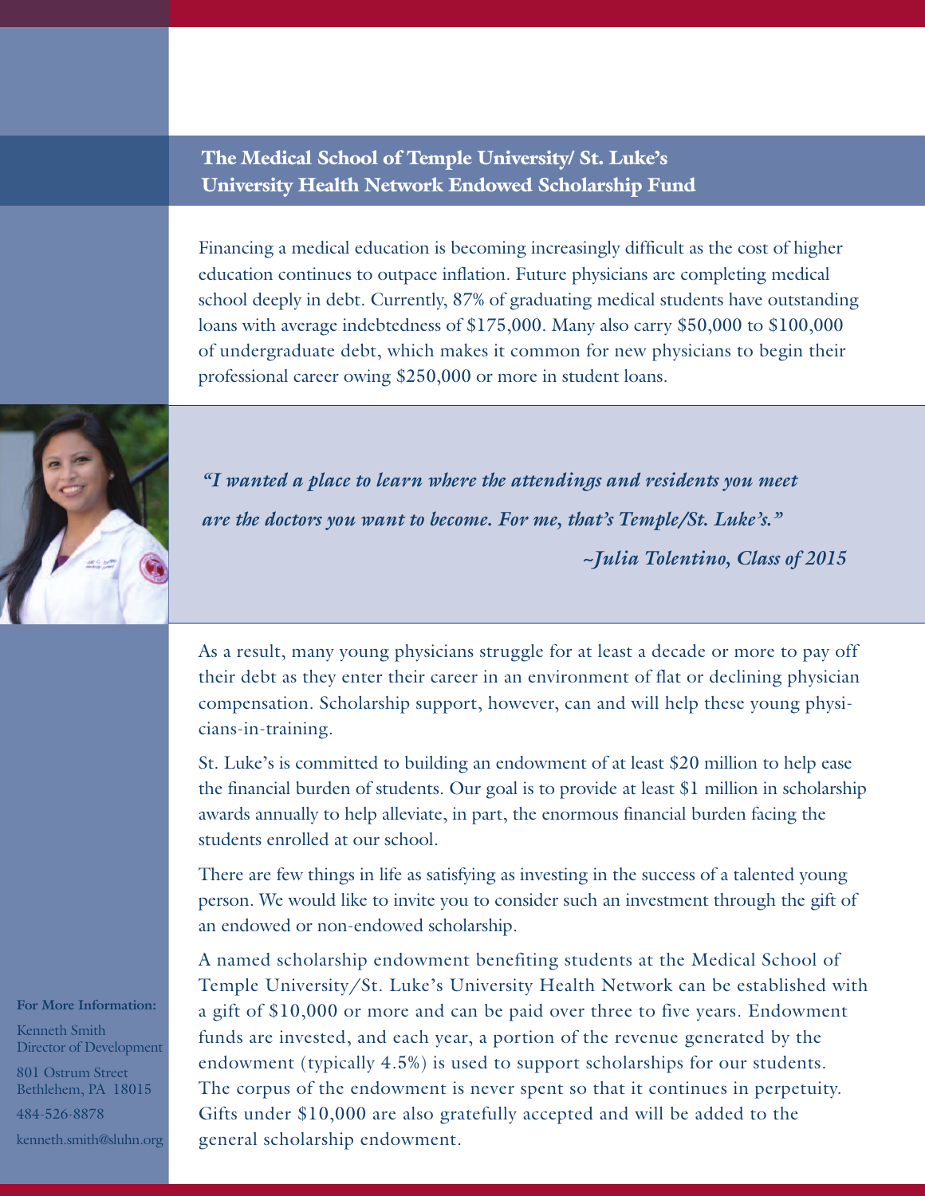## The Medical School of Temple University/ St. Luke's University Health Network Endowed Scholarship Fund

Financing a medical education is becoming increasingly difficult as the cost of higher education continues to outpace inflation. Future physicians are completing medical school deeply in debt. Currently, 87% of graduating medical students have outstanding loans with average indebtedness of $175,000. Many also carry $50,000 to $100,000 of undergraduate debt, which makes it common for new physicians to begin their professional career owing $250,000 or more in student loans.

> *"I wanted a place to learn where the attendings and residents you meet are the doctors you want to become. For me, that's Temple/St. Luke's."*
>
> *~Julia Tolentino, Class of 2015*

As a result, many young physicians struggle for at least a decade or more to pay off their debt as they enter their career in an environment of flat or declining physician compensation. Scholarship support, however, can and will help these young physicians-in-training.

St. Luke's is committed to building an endowment of at least $20 million to help ease the financial burden of students. Our goal is to provide at least $1 million in scholarship awards annually to help alleviate, in part, the enormous financial burden facing the students enrolled at our school.

There are few things in life as satisfying as investing in the success of a talented young person. We would like to invite you to consider such an investment through the gift of an endowed or non-endowed scholarship.

A named scholarship endowment benefiting students at the Medical School of Temple University/St. Luke's University Health Network can be established with a gift of $10,000 or more and can be paid over three to five years. Endowment funds are invested, and each year, a portion of the revenue generated by the endowment (typically 4.5%) is used to support scholarships for our students. The corpus of the endowment is never spent so that it continues in perpetuity. Gifts under $10,000 are also gratefully accepted and will be added to the general scholarship endowment.

**For More Information:**

Kenneth Smith
Director of Development

801 Ostrum Street
Bethlehem, PA 18015

484-526-8878

kenneth.smith@sluhn.org